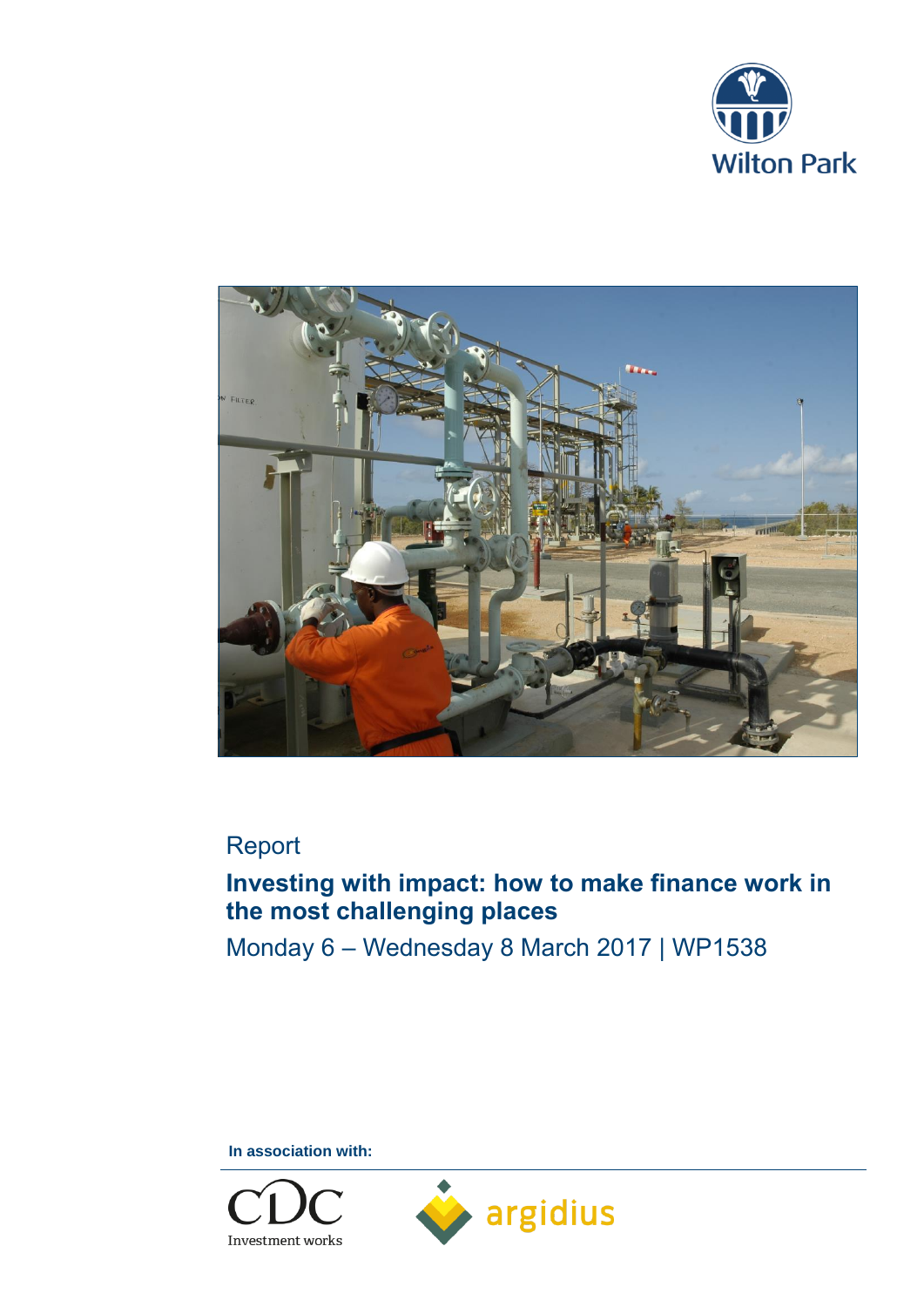Wilton Park

Report

# Investing with impact: how to make finance work in the most challenging places

Monday 6 – Wednesday 8 March 2017 | WP1538

**In association with:**

CDC Investment works

argidius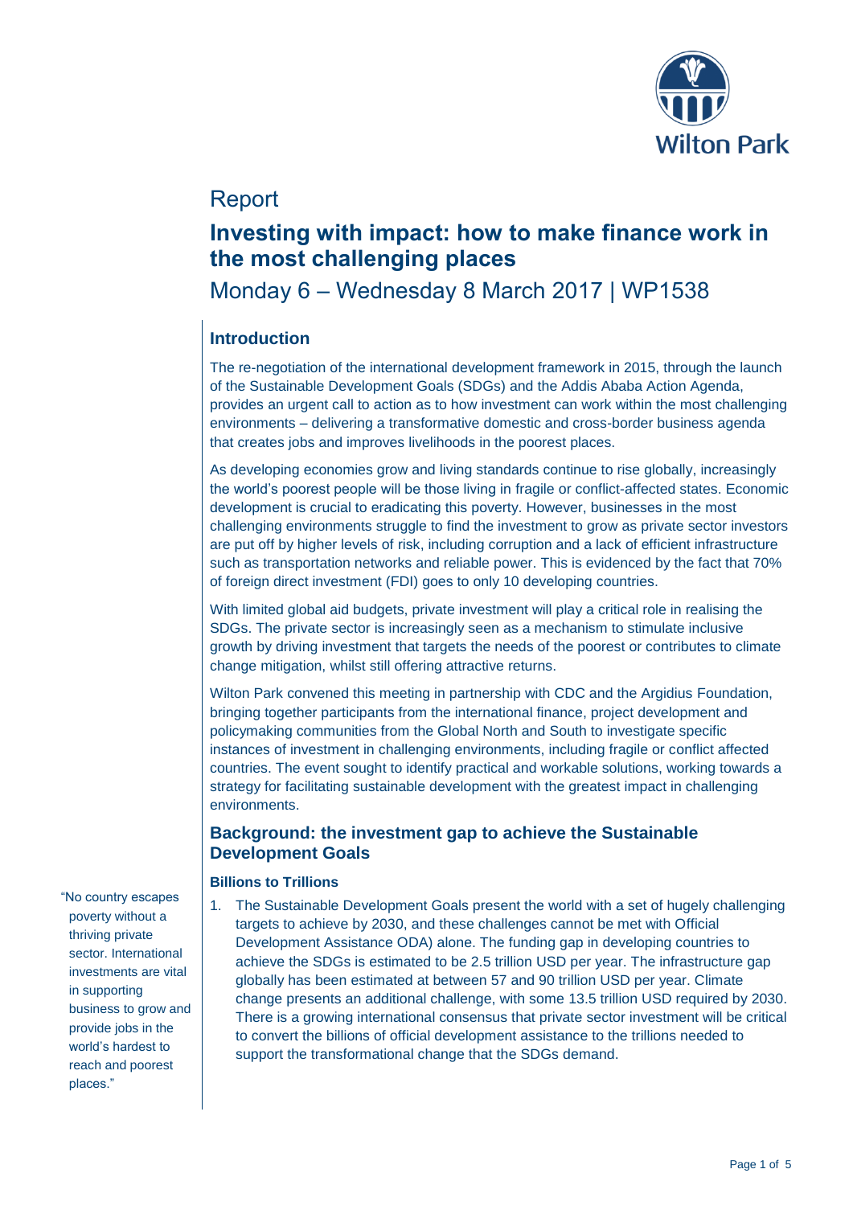Report

# Investing with impact: how to make finance work in the most challenging places

Monday 6 – Wednesday 8 March 2017 | WP1538

## Introduction

The re-negotiation of the international development framework in 2015, through the launch of the Sustainable Development Goals (SDGs) and the Addis Ababa Action Agenda, provides an urgent call to action as to how investment can work within the most challenging environments – delivering a transformative domestic and cross-border business agenda that creates jobs and improves livelihoods in the poorest places.

As developing economies grow and living standards continue to rise globally, increasingly the world's poorest people will be those living in fragile or conflict-affected states. Economic development is crucial to eradicating this poverty. However, businesses in the most challenging environments struggle to find the investment to grow as private sector investors are put off by higher levels of risk, including corruption and a lack of efficient infrastructure such as transportation networks and reliable power. This is evidenced by the fact that 70% of foreign direct investment (FDI) goes to only 10 developing countries.

With limited global aid budgets, private investment will play a critical role in realising the SDGs. The private sector is increasingly seen as a mechanism to stimulate inclusive growth by driving investment that targets the needs of the poorest or contributes to climate change mitigation, whilst still offering attractive returns.

Wilton Park convened this meeting in partnership with CDC and the Argidius Foundation, bringing together participants from the international finance, project development and policymaking communities from the Global North and South to investigate specific instances of investment in challenging environments, including fragile or conflict affected countries. The event sought to identify practical and workable solutions, working towards a strategy for facilitating sustainable development with the greatest impact in challenging environments.

## Background: the investment gap to achieve the Sustainable Development Goals

### Billions to Trillions

1. The Sustainable Development Goals present the world with a set of hugely challenging targets to achieve by 2030, and these challenges cannot be met with Official Development Assistance ODA) alone. The funding gap in developing countries to achieve the SDGs is estimated to be 2.5 trillion USD per year. The infrastructure gap globally has been estimated at between 57 and 90 trillion USD per year. Climate change presents an additional challenge, with some 13.5 trillion USD required by 2030. There is a growing international consensus that private sector investment will be critical to convert the billions of official development assistance to the trillions needed to support the transformational change that the SDGs demand.

"No country escapes poverty without a thriving private sector. International investments are vital in supporting business to grow and provide jobs in the world's hardest to reach and poorest places."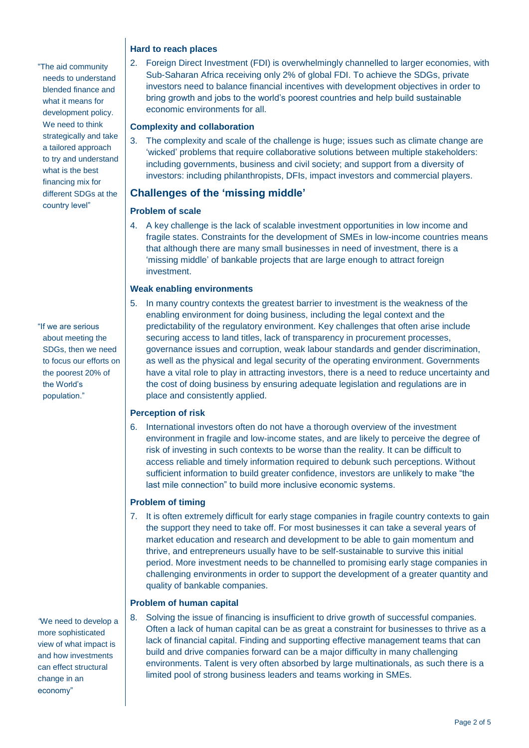### Hard to reach places

2. Foreign Direct Investment (FDI) is overwhelmingly channelled to larger economies, with Sub-Saharan Africa receiving only 2% of global FDI. To achieve the SDGs, private investors need to balance financial incentives with development objectives in order to bring growth and jobs to the world's poorest countries and help build sustainable economic environments for all.

> "The aid community needs to understand blended finance and what it means for development policy. We need to think strategically and take a tailored approach to try and understand what is the best financing mix for different SDGs at the country level"

### Complexity and collaboration

3. The complexity and scale of the challenge is huge; issues such as climate change are 'wicked' problems that require collaborative solutions between multiple stakeholders: including governments, business and civil society; and support from a diversity of investors: including philanthropists, DFIs, impact investors and commercial players.

## Challenges of the 'missing middle'

### Problem of scale

4. A key challenge is the lack of scalable investment opportunities in low income and fragile states. Constraints for the development of SMEs in low-income countries means that although there are many small businesses in need of investment, there is a 'missing middle' of bankable projects that are large enough to attract foreign investment.

### Weak enabling environments

5. In many country contexts the greatest barrier to investment is the weakness of the enabling environment for doing business, including the legal context and the predictability of the regulatory environment. Key challenges that often arise include securing access to land titles, lack of transparency in procurement processes, governance issues and corruption, weak labour standards and gender discrimination, as well as the physical and legal security of the operating environment. Governments have a vital role to play in attracting investors, there is a need to reduce uncertainty and the cost of doing business by ensuring adequate legislation and regulations are in place and consistently applied.

> "If we are serious about meeting the SDGs, then we need to focus our efforts on the poorest 20% of the World's population."

### Perception of risk

6. International investors often do not have a thorough overview of the investment environment in fragile and low-income states, and are likely to perceive the degree of risk of investing in such contexts to be worse than the reality. It can be difficult to access reliable and timely information required to debunk such perceptions. Without sufficient information to build greater confidence, investors are unlikely to make "the last mile connection" to build more inclusive economic systems.

### Problem of timing

7. It is often extremely difficult for early stage companies in fragile country contexts to gain the support they need to take off. For most businesses it can take a several years of market education and research and development to be able to gain momentum and thrive, and entrepreneurs usually have to be self-sustainable to survive this initial period. More investment needs to be channelled to promising early stage companies in challenging environments in order to support the development of a greater quantity and quality of bankable companies.

### Problem of human capital

8. Solving the issue of financing is insufficient to drive growth of successful companies. Often a lack of human capital can be as great a constraint for businesses to thrive as a lack of financial capital. Finding and supporting effective management teams that can build and drive companies forward can be a major difficulty in many challenging environments. Talent is very often absorbed by large multinationals, as such there is a limited pool of strong business leaders and teams working in SMEs.

> "We need to develop a more sophisticated view of what impact is and how investments can effect structural change in an economy"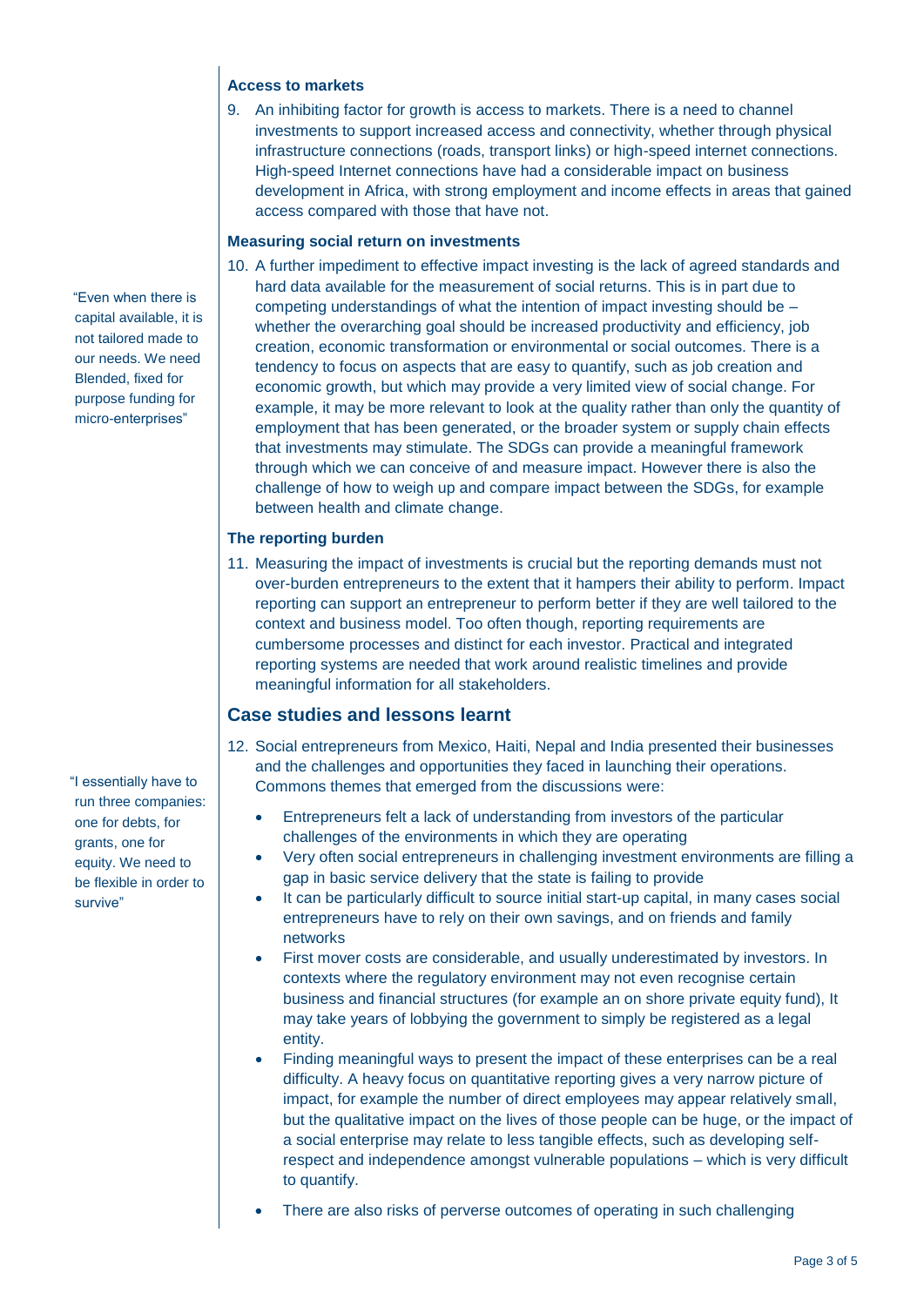### Access to markets

9. An inhibiting factor for growth is access to markets. There is a need to channel investments to support increased access and connectivity, whether through physical infrastructure connections (roads, transport links) or high-speed internet connections. High-speed Internet connections have had a considerable impact on business development in Africa, with strong employment and income effects in areas that gained access compared with those that have not.

### Measuring social return on investments

"Even when there is capital available, it is not tailored made to our needs. We need Blended, fixed for purpose funding for micro-enterprises"

10. A further impediment to effective impact investing is the lack of agreed standards and hard data available for the measurement of social returns. This is in part due to competing understandings of what the intention of impact investing should be – whether the overarching goal should be increased productivity and efficiency, job creation, economic transformation or environmental or social outcomes. There is a tendency to focus on aspects that are easy to quantify, such as job creation and economic growth, but which may provide a very limited view of social change. For example, it may be more relevant to look at the quality rather than only the quantity of employment that has been generated, or the broader system or supply chain effects that investments may stimulate. The SDGs can provide a meaningful framework through which we can conceive of and measure impact. However there is also the challenge of how to weigh up and compare impact between the SDGs, for example between health and climate change.

### The reporting burden

11. Measuring the impact of investments is crucial but the reporting demands must not over-burden entrepreneurs to the extent that it hampers their ability to perform. Impact reporting can support an entrepreneur to perform better if they are well tailored to the context and business model. Too often though, reporting requirements are cumbersome processes and distinct for each investor. Practical and integrated reporting systems are needed that work around realistic timelines and provide meaningful information for all stakeholders.

## Case studies and lessons learnt

"I essentially have to run three companies: one for debts, for grants, one for equity. We need to be flexible in order to survive"

12. Social entrepreneurs from Mexico, Haiti, Nepal and India presented their businesses and the challenges and opportunities they faced in launching their operations. Commons themes that emerged from the discussions were:

   - Entrepreneurs felt a lack of understanding from investors of the particular challenges of the environments in which they are operating
   - Very often social entrepreneurs in challenging investment environments are filling a gap in basic service delivery that the state is failing to provide
   - It can be particularly difficult to source initial start-up capital, in many cases social entrepreneurs have to rely on their own savings, and on friends and family networks
   - First mover costs are considerable, and usually underestimated by investors. In contexts where the regulatory environment may not even recognise certain business and financial structures (for example an on shore private equity fund), It may take years of lobbying the government to simply be registered as a legal entity.
   - Finding meaningful ways to present the impact of these enterprises can be a real difficulty. A heavy focus on quantitative reporting gives a very narrow picture of impact, for example the number of direct employees may appear relatively small, but the qualitative impact on the lives of those people can be huge, or the impact of a social enterprise may relate to less tangible effects, such as developing self-respect and independence amongst vulnerable populations – which is very difficult to quantify.
   - There are also risks of perverse outcomes of operating in such challenging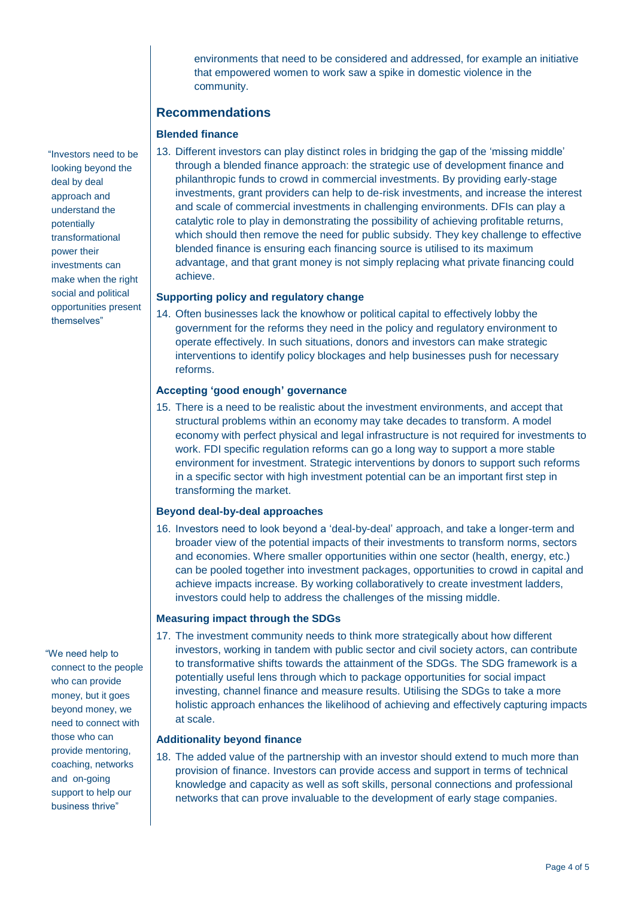environments that need to be considered and addressed, for example an initiative that empowered women to work saw a spike in domestic violence in the community.

## Recommendations

### Blended finance

> "Investors need to be looking beyond the deal by deal approach and understand the potentially transformational power their investments can make when the right social and political opportunities present themselves"

13. Different investors can play distinct roles in bridging the gap of the 'missing middle' through a blended finance approach: the strategic use of development finance and philanthropic funds to crowd in commercial investments. By providing early-stage investments, grant providers can help to de-risk investments, and increase the interest and scale of commercial investments in challenging environments. DFIs can play a catalytic role to play in demonstrating the possibility of achieving profitable returns, which should then remove the need for public subsidy. They key challenge to effective blended finance is ensuring each financing source is utilised to its maximum advantage, and that grant money is not simply replacing what private financing could achieve.

### Supporting policy and regulatory change

14. Often businesses lack the knowhow or political capital to effectively lobby the government for the reforms they need in the policy and regulatory environment to operate effectively. In such situations, donors and investors can make strategic interventions to identify policy blockages and help businesses push for necessary reforms.

### Accepting 'good enough' governance

15. There is a need to be realistic about the investment environments, and accept that structural problems within an economy may take decades to transform. A model economy with perfect physical and legal infrastructure is not required for investments to work. FDI specific regulation reforms can go a long way to support a more stable environment for investment. Strategic interventions by donors to support such reforms in a specific sector with high investment potential can be an important first step in transforming the market.

### Beyond deal-by-deal approaches

16. Investors need to look beyond a 'deal-by-deal' approach, and take a longer-term and broader view of the potential impacts of their investments to transform norms, sectors and economies. Where smaller opportunities within one sector (health, energy, etc.) can be pooled together into investment packages, opportunities to crowd in capital and achieve impacts increase. By working collaboratively to create investment ladders, investors could help to address the challenges of the missing middle.

### Measuring impact through the SDGs

> "We need help to connect to the people who can provide money, but it goes beyond money, we need to connect with those who can provide mentoring, coaching, networks and on-going support to help our business thrive"

17. The investment community needs to think more strategically about how different investors, working in tandem with public sector and civil society actors, can contribute to transformative shifts towards the attainment of the SDGs. The SDG framework is a potentially useful lens through which to package opportunities for social impact investing, channel finance and measure results. Utilising the SDGs to take a more holistic approach enhances the likelihood of achieving and effectively capturing impacts at scale.

### Additionality beyond finance

18. The added value of the partnership with an investor should extend to much more than provision of finance. Investors can provide access and support in terms of technical knowledge and capacity as well as soft skills, personal connections and professional networks that can prove invaluable to the development of early stage companies.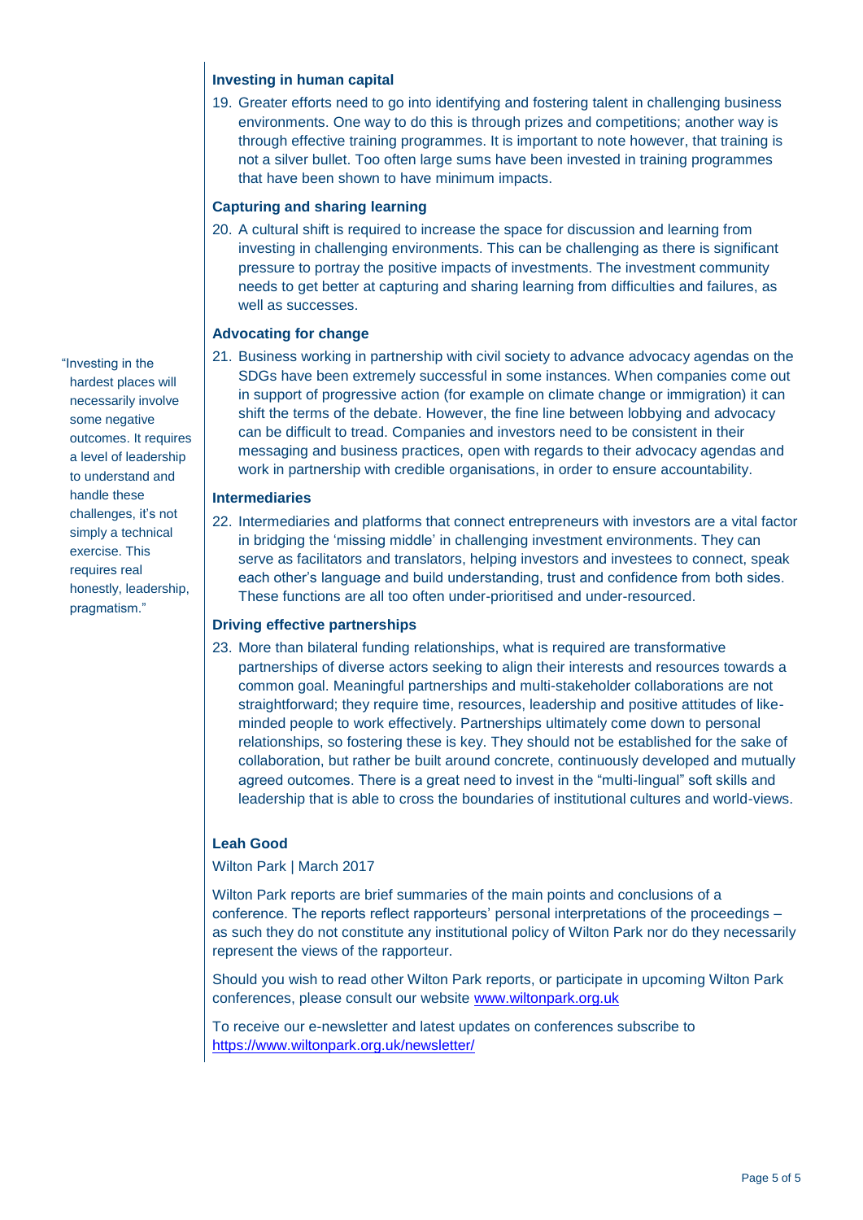### Investing in human capital

19. Greater efforts need to go into identifying and fostering talent in challenging business environments. One way to do this is through prizes and competitions; another way is through effective training programmes. It is important to note however, that training is not a silver bullet. Too often large sums have been invested in training programmes that have been shown to have minimum impacts.

### Capturing and sharing learning

20. A cultural shift is required to increase the space for discussion and learning from investing in challenging environments. This can be challenging as there is significant pressure to portray the positive impacts of investments. The investment community needs to get better at capturing and sharing learning from difficulties and failures, as well as successes.

### Advocating for change

"Investing in the hardest places will necessarily involve some negative outcomes. It requires a level of leadership to understand and handle these challenges, it's not simply a technical exercise. This requires real honestly, leadership, pragmatism."

21. Business working in partnership with civil society to advance advocacy agendas on the SDGs have been extremely successful in some instances. When companies come out in support of progressive action (for example on climate change or immigration) it can shift the terms of the debate. However, the fine line between lobbying and advocacy can be difficult to tread. Companies and investors need to be consistent in their messaging and business practices, open with regards to their advocacy agendas and work in partnership with credible organisations, in order to ensure accountability.

### Intermediaries

22. Intermediaries and platforms that connect entrepreneurs with investors are a vital factor in bridging the 'missing middle' in challenging investment environments. They can serve as facilitators and translators, helping investors and investees to connect, speak each other's language and build understanding, trust and confidence from both sides. These functions are all too often under-prioritised and under-resourced.

### Driving effective partnerships

23. More than bilateral funding relationships, what is required are transformative partnerships of diverse actors seeking to align their interests and resources towards a common goal. Meaningful partnerships and multi-stakeholder collaborations are not straightforward; they require time, resources, leadership and positive attitudes of like-minded people to work effectively. Partnerships ultimately come down to personal relationships, so fostering these is key. They should not be established for the sake of collaboration, but rather be built around concrete, continuously developed and mutually agreed outcomes. There is a great need to invest in the "multi-lingual" soft skills and leadership that is able to cross the boundaries of institutional cultures and world-views.

**Leah Good**

Wilton Park | March 2017

Wilton Park reports are brief summaries of the main points and conclusions of a conference. The reports reflect rapporteurs' personal interpretations of the proceedings – as such they do not constitute any institutional policy of Wilton Park nor do they necessarily represent the views of the rapporteur.

Should you wish to read other Wilton Park reports, or participate in upcoming Wilton Park conferences, please consult our website www.wiltonpark.org.uk

To receive our e-newsletter and latest updates on conferences subscribe to https://www.wiltonpark.org.uk/newsletter/